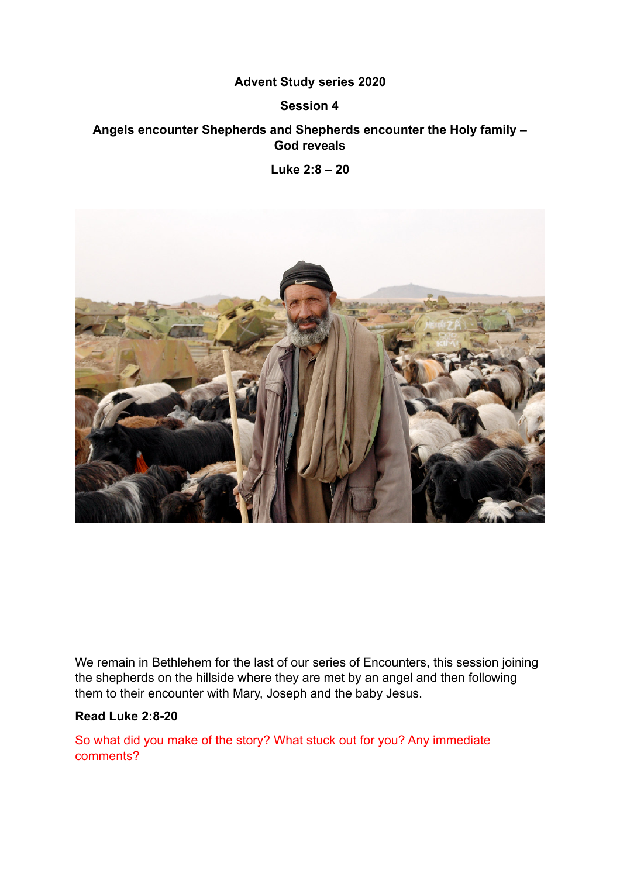**Advent Study series 2020**

**Session 4**

**Angels encounter Shepherds and Shepherds encounter the Holy family – God reveals**

**Luke 2:8 – 20**

We remain in Bethlehem for the last of our series of Encounters, this session joining the shepherds on the hillside where they are met by an angel and then following them to their encounter with Mary, Joseph and the baby Jesus.

**Read Luke 2:8-20**

So what did you make of the story? What stuck out for you? Any immediate comments?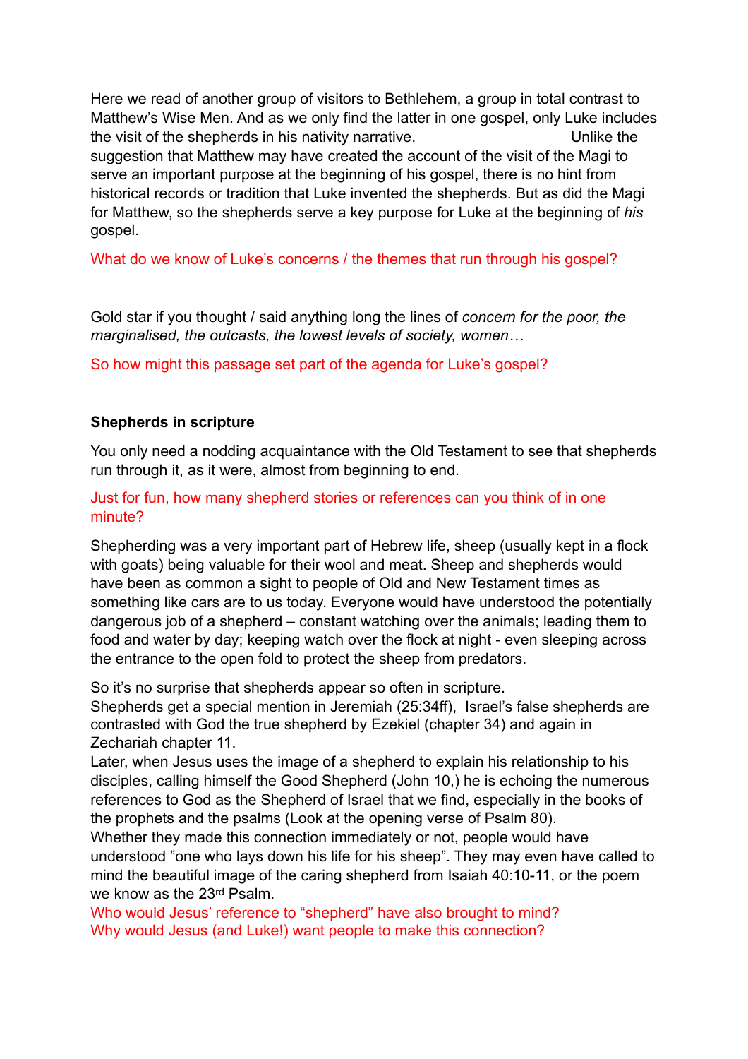Here we read of another group of visitors to Bethlehem, a group in total contrast to Matthew's Wise Men. And as we only find the latter in one gospel, only Luke includes the visit of the shepherds in his nativity narrative. Unlike the suggestion that Matthew may have created the account of the visit of the Magi to serve an important purpose at the beginning of his gospel, there is no hint from historical records or tradition that Luke invented the shepherds. But as did the Magi for Matthew, so the shepherds serve a key purpose for Luke at the beginning of *his* gospel.

What do we know of Luke's concerns / the themes that run through his gospel?

Gold star if you thought / said anything long the lines of *concern for the poor, the marginalised, the outcasts, the lowest levels of society, women…*

So how might this passage set part of the agenda for Luke's gospel?

**Shepherds in scripture**

You only need a nodding acquaintance with the Old Testament to see that shepherds run through it, as it were, almost from beginning to end.

Just for fun, how many shepherd stories or references can you think of in one minute?

Shepherding was a very important part of Hebrew life, sheep (usually kept in a flock with goats) being valuable for their wool and meat. Sheep and shepherds would have been as common a sight to people of Old and New Testament times as something like cars are to us today. Everyone would have understood the potentially dangerous job of a shepherd – constant watching over the animals; leading them to food and water by day; keeping watch over the flock at night - even sleeping across the entrance to the open fold to protect the sheep from predators.

So it's no surprise that shepherds appear so often in scripture.
Shepherds get a special mention in Jeremiah (25:34ff), Israel's false shepherds are contrasted with God the true shepherd by Ezekiel (chapter 34) and again in Zechariah chapter 11.
Later, when Jesus uses the image of a shepherd to explain his relationship to his disciples, calling himself the Good Shepherd (John 10,) he is echoing the numerous references to God as the Shepherd of Israel that we find, especially in the books of the prophets and the psalms (Look at the opening verse of Psalm 80).
Whether they made this connection immediately or not, people would have understood "one who lays down his life for his sheep". They may even have called to mind the beautiful image of the caring shepherd from Isaiah 40:10-11, or the poem we know as the 23rd Psalm.
Who would Jesus' reference to "shepherd" have also brought to mind?
Why would Jesus (and Luke!) want people to make this connection?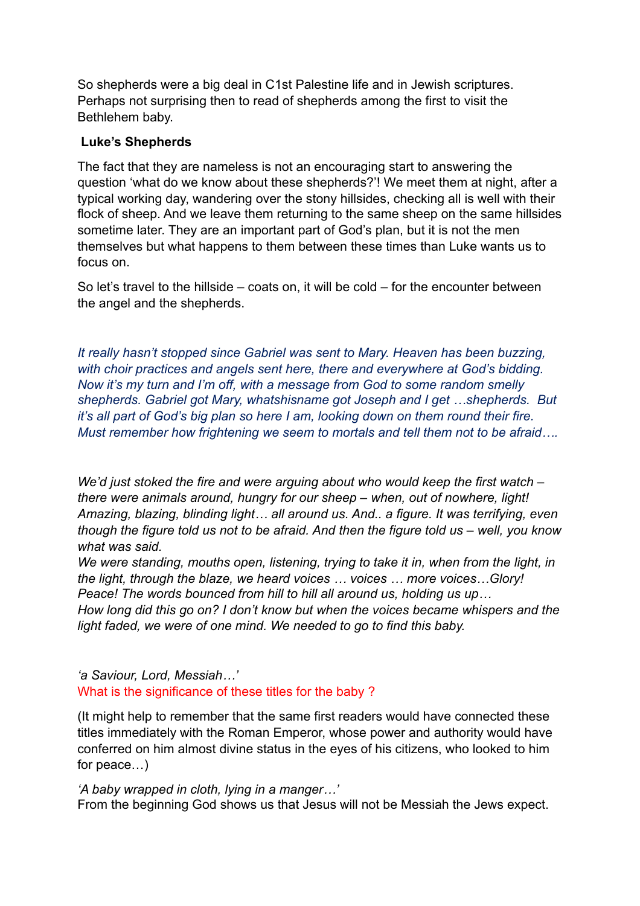So shepherds were a big deal in C1st Palestine life and in Jewish scriptures. Perhaps not surprising then to read of shepherds among the first to visit the Bethlehem baby.

**Luke's Shepherds**

The fact that they are nameless is not an encouraging start to answering the question 'what do we know about these shepherds?'! We meet them at night, after a typical working day, wandering over the stony hillsides, checking all is well with their flock of sheep. And we leave them returning to the same sheep on the same hillsides sometime later. They are an important part of God's plan, but it is not the men themselves but what happens to them between these times than Luke wants us to focus on.

So let's travel to the hillside – coats on, it will be cold – for the encounter between the angel and the shepherds.

*It really hasn't stopped since Gabriel was sent to Mary. Heaven has been buzzing, with choir practices and angels sent here, there and everywhere at God's bidding. Now it's my turn and I'm off, with a message from God to some random smelly shepherds. Gabriel got Mary, whatshisname got Joseph and I get …shepherds. But it's all part of God's big plan so here I am, looking down on them round their fire. Must remember how frightening we seem to mortals and tell them not to be afraid….*

*We'd just stoked the fire and were arguing about who would keep the first watch – there were animals around, hungry for our sheep – when, out of nowhere, light! Amazing, blazing, blinding light… all around us. And.. a figure. It was terrifying, even though the figure told us not to be afraid. And then the figure told us – well, you know what was said.*
*We were standing, mouths open, listening, trying to take it in, when from the light, in the light, through the blaze, we heard voices … voices … more voices…Glory! Peace! The words bounced from hill to hill all around us, holding us up…*
*How long did this go on? I don't know but when the voices became whispers and the light faded, we were of one mind. We needed to go to find this baby.*

*'a Saviour, Lord, Messiah…'*
What is the significance of these titles for the baby ?

(It might help to remember that the same first readers would have connected these titles immediately with the Roman Emperor, whose power and authority would have conferred on him almost divine status in the eyes of his citizens, who looked to him for peace…)

*'A baby wrapped in cloth, lying in a manger…'*
From the beginning God shows us that Jesus will not be Messiah the Jews expect.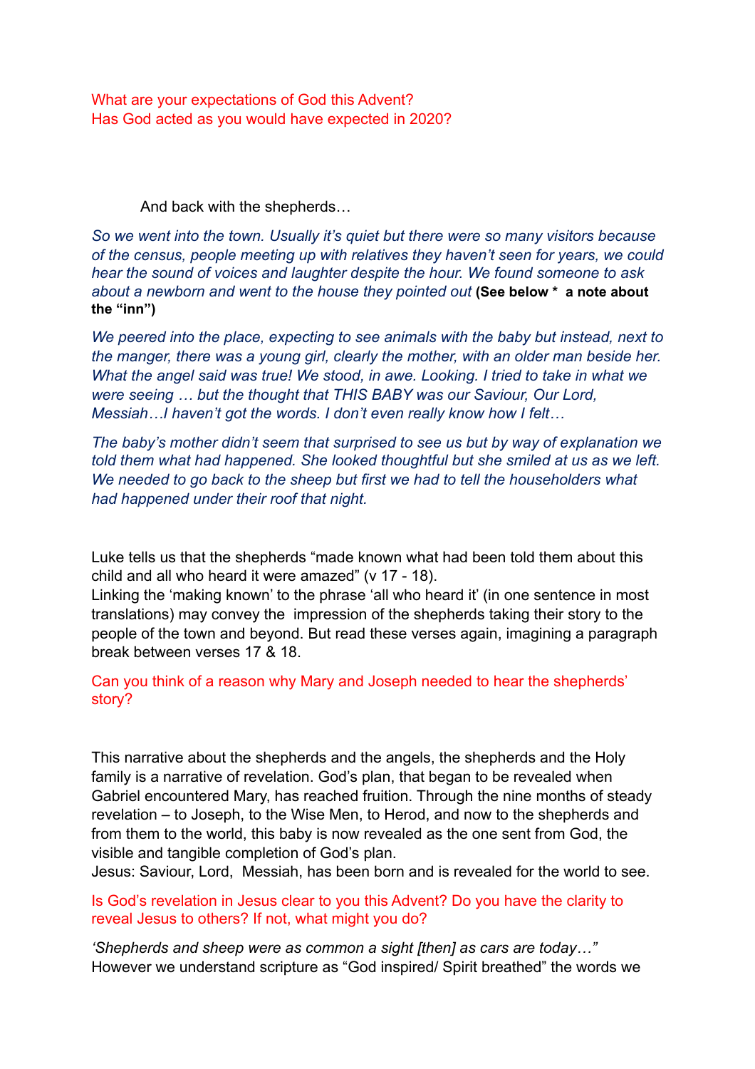What are your expectations of God this Advent?
Has God acted as you would have expected in 2020?

And back with the shepherds…

*So we went into the town. Usually it's quiet but there were so many visitors because of the census, people meeting up with relatives they haven't seen for years, we could hear the sound of voices and laughter despite the hour. We found someone to ask about a newborn and went to the house they pointed out* **(See below * a note about the "inn")**

*We peered into the place, expecting to see animals with the baby but instead, next to the manger, there was a young girl, clearly the mother, with an older man beside her. What the angel said was true! We stood, in awe. Looking. I tried to take in what we were seeing … but the thought that THIS BABY was our Saviour, Our Lord, Messiah…I haven't got the words. I don't even really know how I felt…*

*The baby's mother didn't seem that surprised to see us but by way of explanation we told them what had happened. She looked thoughtful but she smiled at us as we left. We needed to go back to the sheep but first we had to tell the householders what had happened under their roof that night.*

Luke tells us that the shepherds "made known what had been told them about this child and all who heard it were amazed" (v 17 - 18).
Linking the 'making known' to the phrase 'all who heard it' (in one sentence in most translations) may convey the impression of the shepherds taking their story to the people of the town and beyond. But read these verses again, imagining a paragraph break between verses 17 & 18.

Can you think of a reason why Mary and Joseph needed to hear the shepherds' story?

This narrative about the shepherds and the angels, the shepherds and the Holy family is a narrative of revelation. God's plan, that began to be revealed when Gabriel encountered Mary, has reached fruition. Through the nine months of steady revelation – to Joseph, to the Wise Men, to Herod, and now to the shepherds and from them to the world, this baby is now revealed as the one sent from God, the visible and tangible completion of God's plan.
Jesus: Saviour, Lord, Messiah, has been born and is revealed for the world to see.

Is God's revelation in Jesus clear to you this Advent? Do you have the clarity to reveal Jesus to others? If not, what might you do?

*'Shepherds and sheep were as common a sight [then] as cars are today…"*
However we understand scripture as "God inspired/ Spirit breathed" the words we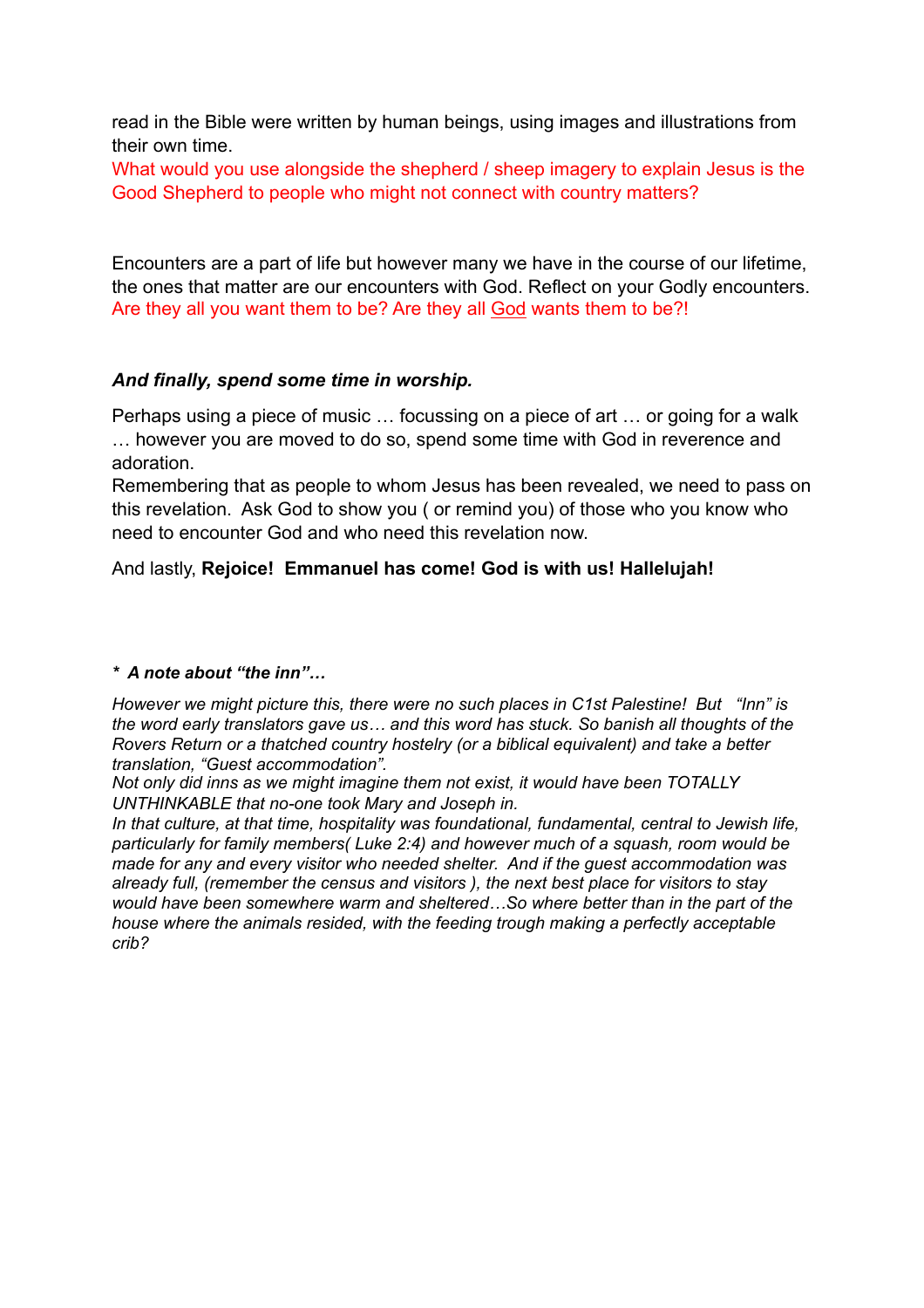read in the Bible were written by human beings, using images and illustrations from their own time.
What would you use alongside the shepherd / sheep imagery to explain Jesus is the Good Shepherd to people who might not connect with country matters?

Encounters are a part of life but however many we have in the course of our lifetime, the ones that matter are our encounters with God. Reflect on your Godly encounters. Are they all you want them to be? Are they all <u>God</u> wants them to be?!

***And finally, spend some time in worship.***

Perhaps using a piece of music … focussing on a piece of art … or going for a walk … however you are moved to do so, spend some time with God in reverence and adoration.
Remembering that as people to whom Jesus has been revealed, we need to pass on this revelation. Ask God to show you ( or remind you) of those who you know who need to encounter God and who need this revelation now.

And lastly, **Rejoice! Emmanuel has come! God is with us! Hallelujah!**

***\* A note about "the inn"…***

*However we might picture this, there were no such places in C1st Palestine! But "Inn" is the word early translators gave us… and this word has stuck. So banish all thoughts of the Rovers Return or a thatched country hostelry (or a biblical equivalent) and take a better translation, "Guest accommodation".*
*Not only did inns as we might imagine them not exist, it would have been TOTALLY UNTHINKABLE that no-one took Mary and Joseph in.*
*In that culture, at that time, hospitality was foundational, fundamental, central to Jewish life, particularly for family members( Luke 2:4) and however much of a squash, room would be made for any and every visitor who needed shelter. And if the guest accommodation was already full, (remember the census and visitors ), the next best place for visitors to stay would have been somewhere warm and sheltered…So where better than in the part of the house where the animals resided, with the feeding trough making a perfectly acceptable crib?*